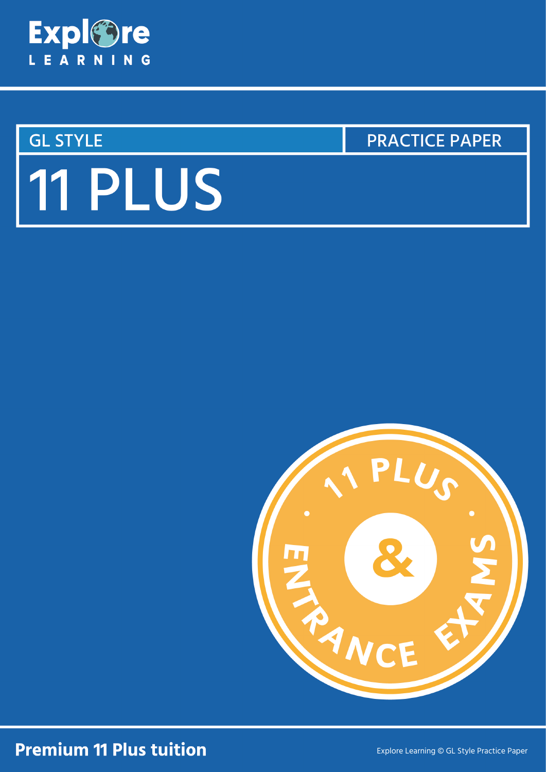Explore LEARNING

GL STYLE | PRACTICE PAPER

# 11 PLUS

11 PLUS · & · ENTRANCE EXAMS

**Premium 11 Plus tuition**

Explore Learning © GL Style Practice Paper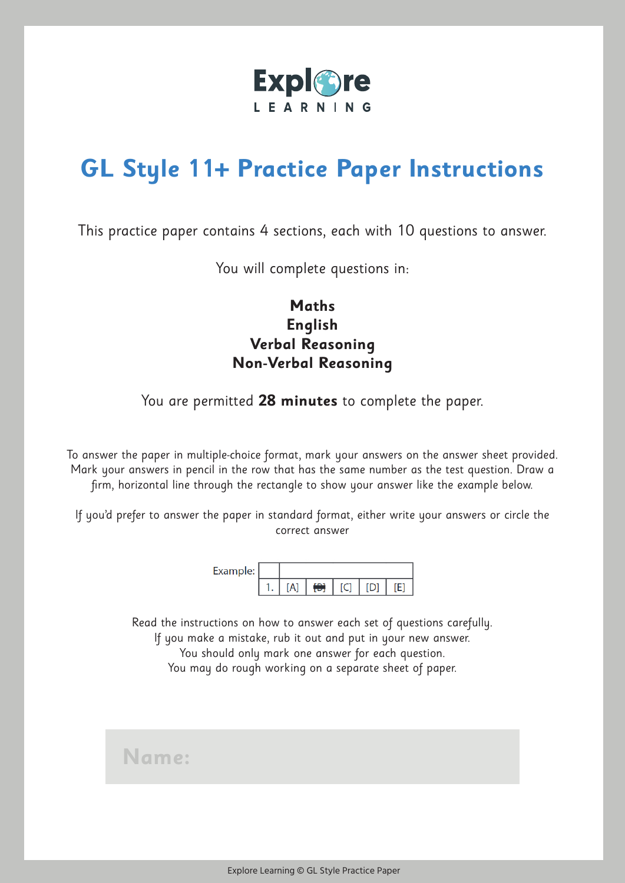Explore LEARNING

# GL Style 11+ Practice Paper Instructions

This practice paper contains 4 sections, each with 10 questions to answer.

You will complete questions in:

**Maths**
**English**
**Verbal Reasoning**
**Non-Verbal Reasoning**

You are permitted **28 minutes** to complete the paper.

To answer the paper in multiple-choice format, mark your answers on the answer sheet provided. Mark your answers in pencil in the row that has the same number as the test question. Draw a firm, horizontal line through the rectangle to show your answer like the example below.

If you'd prefer to answer the paper in standard format, either write your answers or circle the correct answer

Example:

| | |
|---|---|
| 1. | [A] [B] [C] [D] [E] |

Read the instructions on how to answer each set of questions carefully.
If you make a mistake, rub it out and put in your new answer.
You should only mark one answer for each question.
You may do rough working on a separate sheet of paper.

**Name:**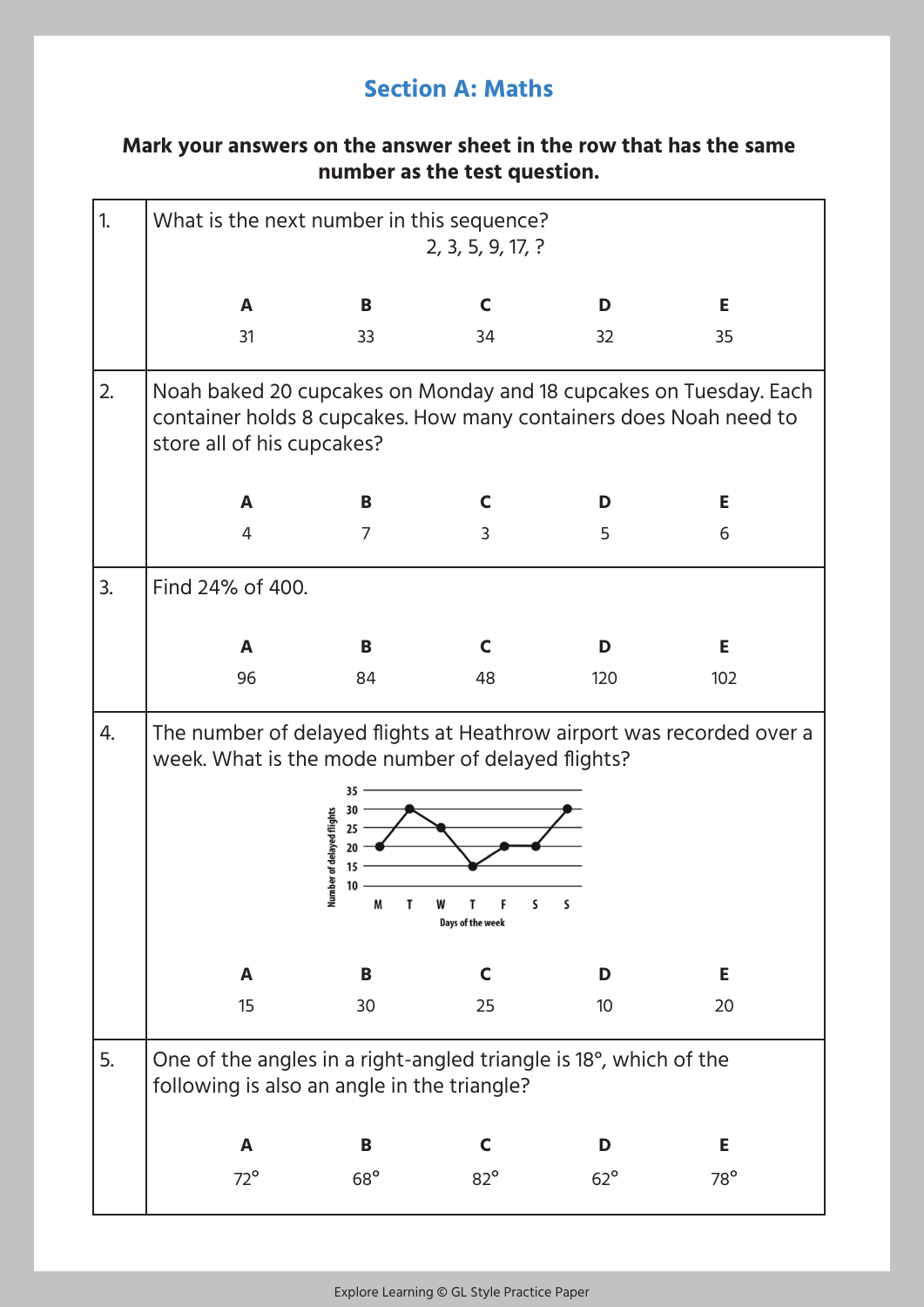## Section A: Maths

**Mark your answers on the answer sheet in the row that has the same number as the test question.**

1. What is the next number in this sequence?

   2, 3, 5, 9, 17, ?

| A | B | C | D | E |
|---|---|---|---|---|
| 31 | 33 | 34 | 32 | 35 |

2. Noah baked 20 cupcakes on Monday and 18 cupcakes on Tuesday. Each container holds 8 cupcakes. How many containers does Noah need to store all of his cupcakes?

| A | B | C | D | E |
|---|---|---|---|---|
| 4 | 7 | 3 | 5 | 6 |

3. Find 24% of 400.

| A | B | C | D | E |
|---|---|---|---|---|
| 96 | 84 | 48 | 120 | 102 |

4. The number of delayed flights at Heathrow airport was recorded over a week. What is the mode number of delayed flights?

Number of delayed flights (y-axis: 10, 15, 20, 25, 30, 35)

Days of the week (x-axis: M, T, W, T, F, S, S)

| A | B | C | D | E |
|---|---|---|---|---|
| 15 | 30 | 25 | 10 | 20 |

5. One of the angles in a right-angled triangle is 18°, which of the following is also an angle in the triangle?

| A | B | C | D | E |
|---|---|---|---|---|
| 72° | 68° | 82° | 62° | 78° |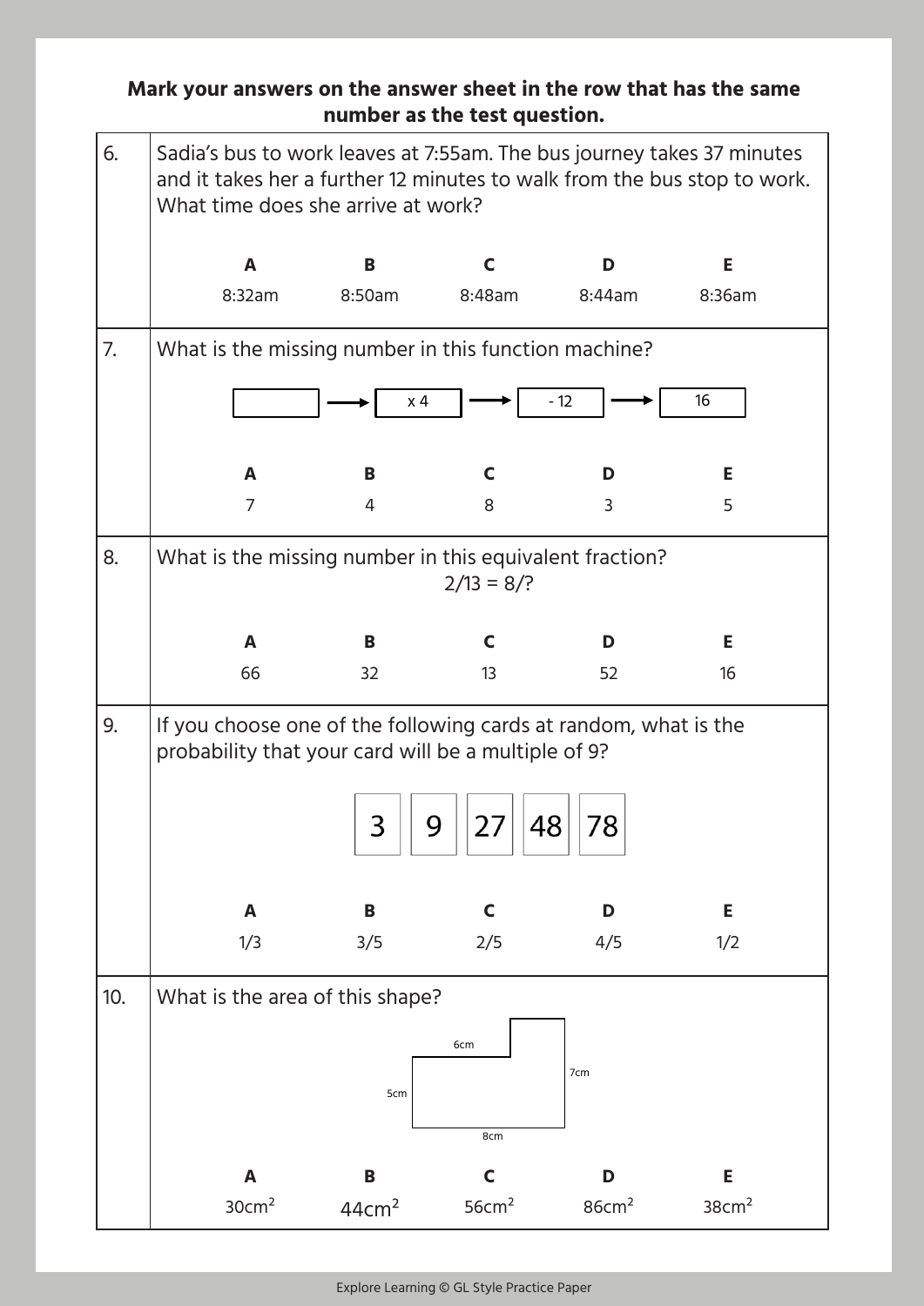**Mark your answers on the answer sheet in the row that has the same number as the test question.**

6. Sadia's bus to work leaves at 7:55am. The bus journey takes 37 minutes and it takes her a further 12 minutes to walk from the bus stop to work. What time does she arrive at work?

| A | B | C | D | E |
|---|---|---|---|---|
| 8:32am | 8:50am | 8:48am | 8:44am | 8:36am |

7. What is the missing number in this function machine?

[ ] → [ x 4 ] → [ - 12 ] → [ 16 ]

| A | B | C | D | E |
|---|---|---|---|---|
| 7 | 4 | 8 | 3 | 5 |

8. What is the missing number in this equivalent fraction?

2/13 = 8/?

| A | B | C | D | E |
|---|---|---|---|---|
| 66 | 32 | 13 | 52 | 16 |

9. If you choose one of the following cards at random, what is the probability that your card will be a multiple of 9?

3 | 9 | 27 | 48 | 78

| A | B | C | D | E |
|---|---|---|---|---|
| 1/3 | 3/5 | 2/5 | 4/5 | 1/2 |

10. What is the area of this shape?

6cm, 7cm, 5cm, 8cm

| A | B | C | D | E |
|---|---|---|---|---|
| 30cm$^2$ | 44cm$^2$ | 56cm$^2$ | 86cm$^2$ | 38cm$^2$ |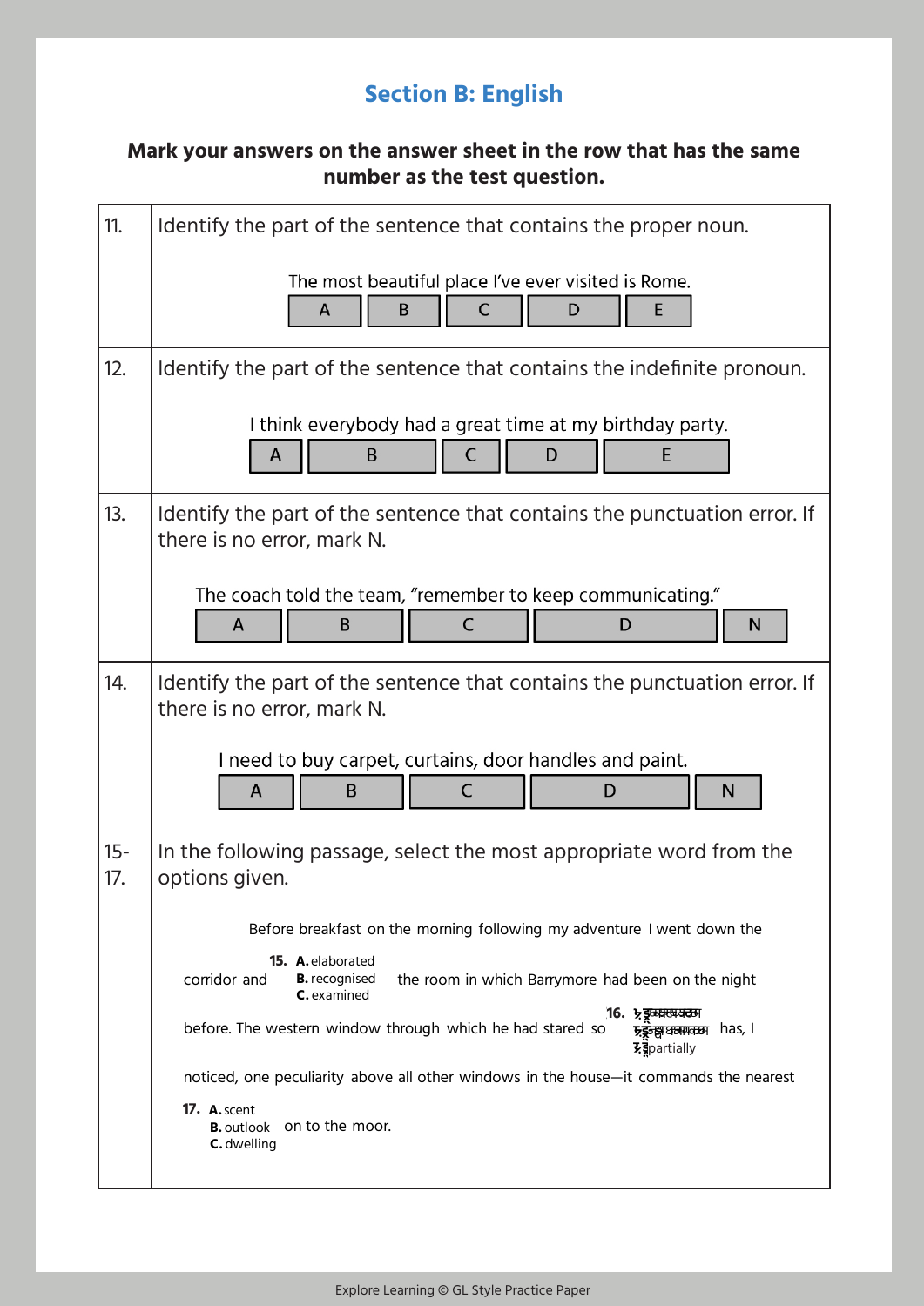## Section B: English

**Mark your answers on the answer sheet in the row that has the same number as the test question.**

**11.** Identify the part of the sentence that contains the proper noun.

| The most | beautiful | place I've | ever visited | is Rome. |
|---|---|---|---|---|
| A | B | C | D | E |

**12.** Identify the part of the sentence that contains the indefinite pronoun.

| I think | everybody had | a great | time at my | birthday party. |
|---|---|---|---|---|
| A | B | C | D | E |

**13.** Identify the part of the sentence that contains the punctuation error. If there is no error, mark N.

| The coach | told the team, | “remember to | keep communicating.” | |
|---|---|---|---|---|
| A | B | C | D | N |

**14.** Identify the part of the sentence that contains the punctuation error. If there is no error, mark N.

| I need to | buy carpet, | curtains, door | handles and paint. | |
|---|---|---|---|---|
| A | B | C | D | N |

**15-17.** In the following passage, select the most appropriate word from the options given.

Before breakfast on the morning following my adventure I went down the corridor and (**15.** **A.** elaborated **B.** recognised **C.** examined) the room in which Barrymore had been on the night before. The western window through which he had stared so (**16.** **A.** [illegible] **B.** [illegible] **C.** partially) has, I noticed, one peculiarity above all other windows in the house—it commands the nearest (**17.** **A.** scent **B.** outlook **C.** dwelling) on to the moor.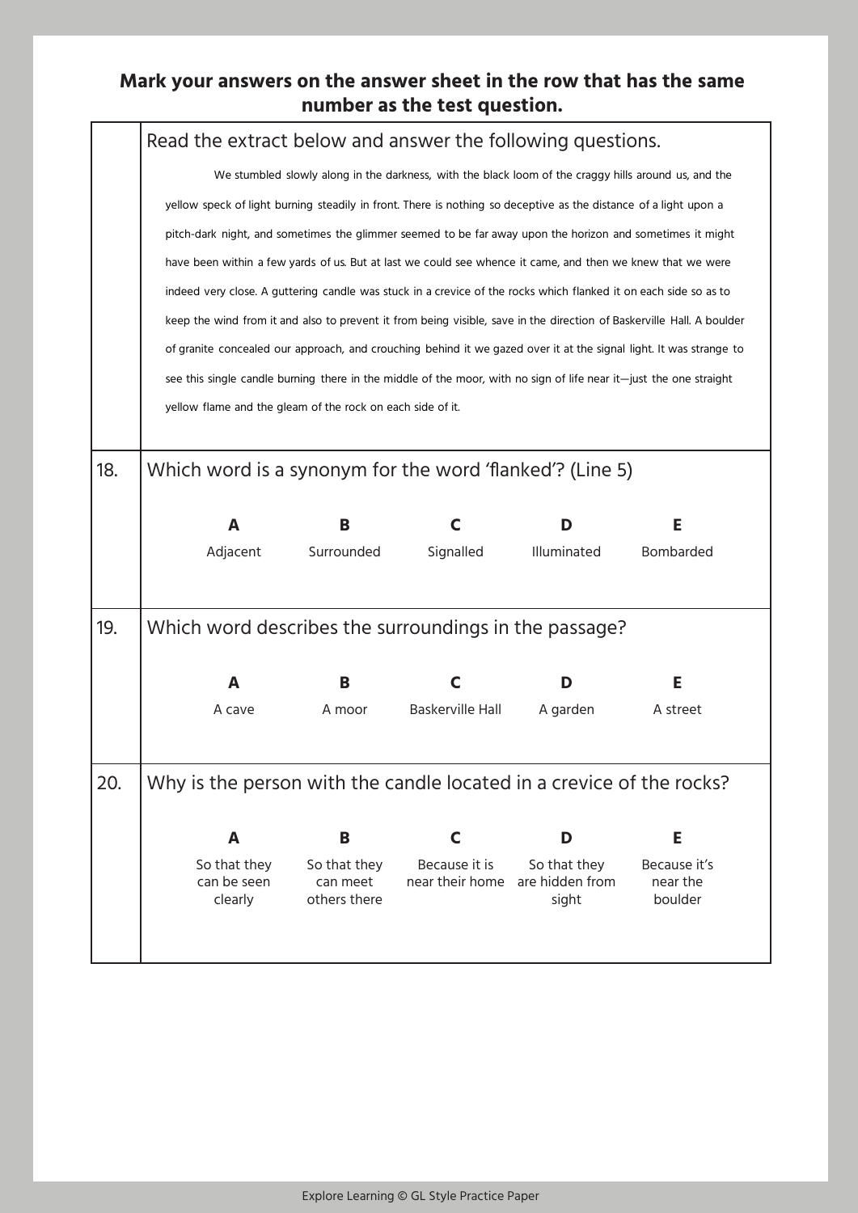**Mark your answers on the answer sheet in the row that has the same number as the test question.**

Read the extract below and answer the following questions.

We stumbled slowly along in the darkness, with the black loom of the craggy hills around us, and the yellow speck of light burning steadily in front. There is nothing so deceptive as the distance of a light upon a pitch-dark night, and sometimes the glimmer seemed to be far away upon the horizon and sometimes it might have been within a few yards of us. But at last we could see whence it came, and then we knew that we were indeed very close. A guttering candle was stuck in a crevice of the rocks which flanked it on each side so as to keep the wind from it and also to prevent it from being visible, save in the direction of Baskerville Hall. A boulder of granite concealed our approach, and crouching behind it we gazed over it at the signal light. It was strange to see this single candle burning there in the middle of the moor, with no sign of life near it—just the one straight yellow flame and the gleam of the rock on each side of it.

**18.** Which word is a synonym for the word 'flanked'? (Line 5)

| **A** | **B** | **C** | **D** | **E** |
|---|---|---|---|---|
| Adjacent | Surrounded | Signalled | Illuminated | Bombarded |

**19.** Which word describes the surroundings in the passage?

| **A** | **B** | **C** | **D** | **E** |
|---|---|---|---|---|
| A cave | A moor | Baskerville Hall | A garden | A street |

**20.** Why is the person with the candle located in a crevice of the rocks?

| **A** | **B** | **C** | **D** | **E** |
|---|---|---|---|---|
| So that they can be seen clearly | So that they can meet others there | Because it is near their home | So that they are hidden from sight | Because it's near the boulder |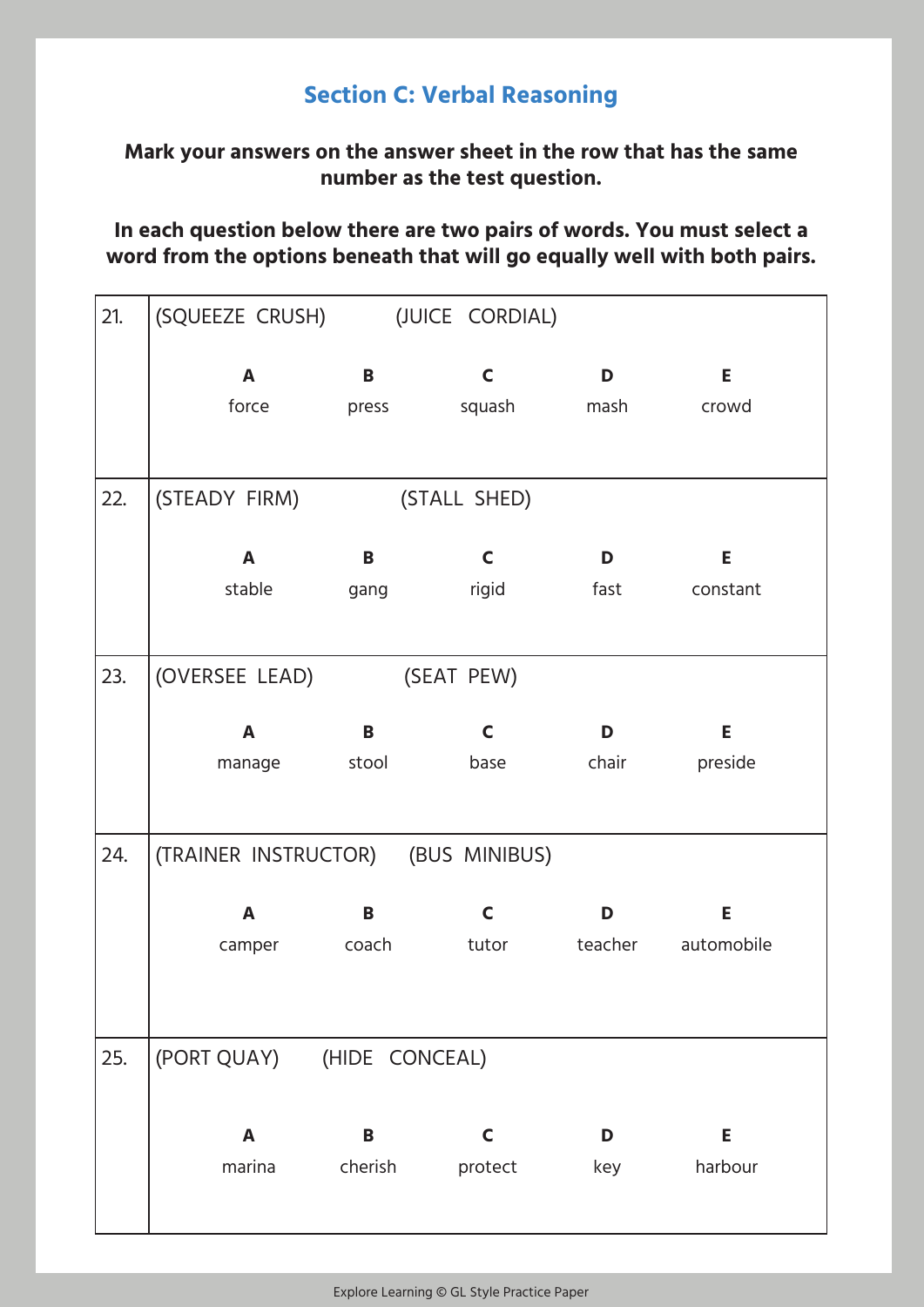## Section C: Verbal Reasoning

**Mark your answers on the answer sheet in the row that has the same number as the test question.**

**In each question below there are two pairs of words. You must select a word from the options beneath that will go equally well with both pairs.**

| | | | | | |
|---|---|---|---|---|---|
| 21. | (SQUEEZE CRUSH) | (JUICE CORDIAL) | | | |
| | **A** force | **B** press | **C** squash | **D** mash | **E** crowd |
| 22. | (STEADY FIRM) | (STALL SHED) | | | |
| | **A** stable | **B** gang | **C** rigid | **D** fast | **E** constant |
| 23. | (OVERSEE LEAD) | (SEAT PEW) | | | |
| | **A** manage | **B** stool | **C** base | **D** chair | **E** preside |
| 24. | (TRAINER INSTRUCTOR) | (BUS MINIBUS) | | | |
| | **A** camper | **B** coach | **C** tutor | **D** teacher | **E** automobile |
| 25. | (PORT QUAY) | (HIDE CONCEAL) | | | |
| | **A** marina | **B** cherish | **C** protect | **D** key | **E** harbour |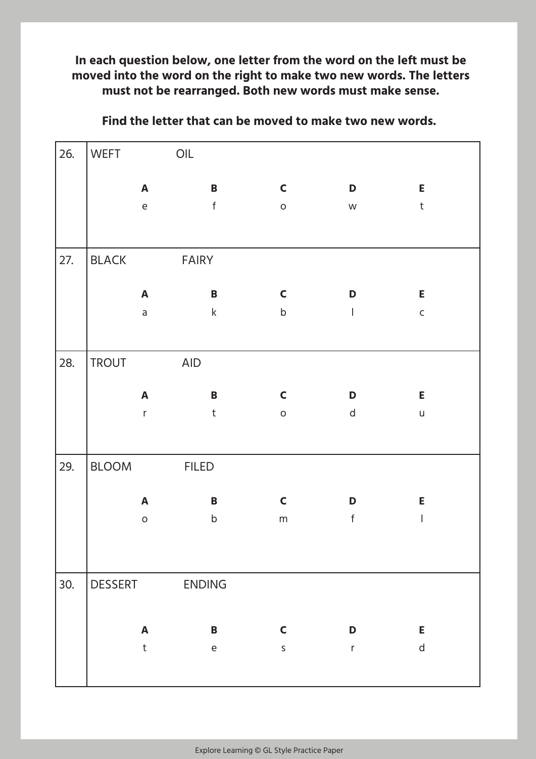**In each question below, one letter from the word on the left must be moved into the word on the right to make two new words. The letters must not be rearranged. Both new words must make sense.**

**Find the letter that can be moved to make two new words.**

| | | | | | |
|---|---|---|---|---|---|
| 26. | WEFT OIL | | | | |
| | **A** | **B** | **C** | **D** | **E** |
| | e | f | o | w | t |
| 27. | BLACK FAIRY | | | | |
| | **A** | **B** | **C** | **D** | **E** |
| | a | k | b | l | c |
| 28. | TROUT AID | | | | |
| | **A** | **B** | **C** | **D** | **E** |
| | r | t | o | d | u |
| 29. | BLOOM FILED | | | | |
| | **A** | **B** | **C** | **D** | **E** |
| | o | b | m | f | l |
| 30. | DESSERT ENDING | | | | |
| | **A** | **B** | **C** | **D** | **E** |
| | t | e | s | r | d |

Explore Learning © GL Style Practice Paper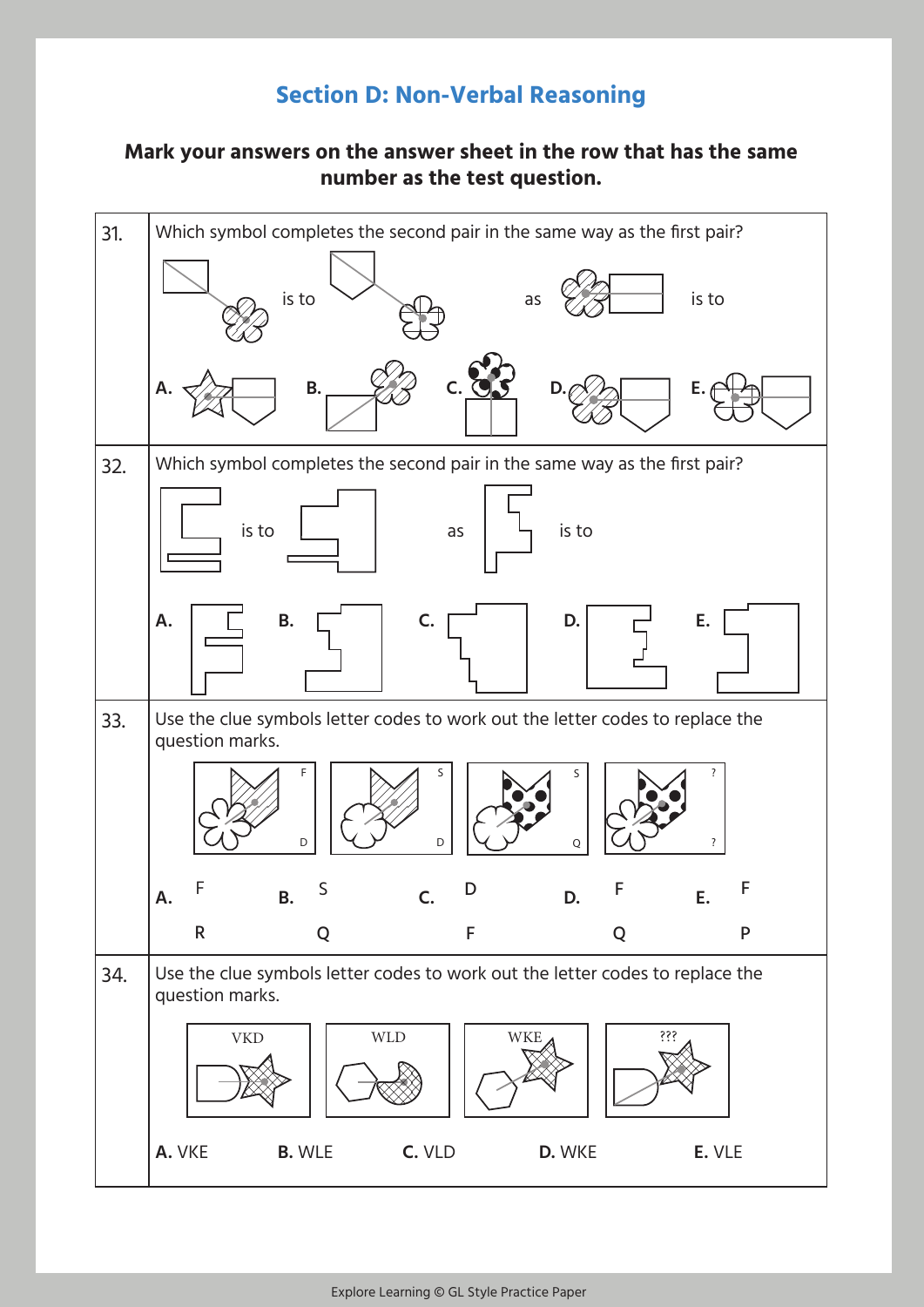## Section D: Non-Verbal Reasoning

**Mark your answers on the answer sheet in the row that has the same number as the test question.**

31. Which symbol completes the second pair in the same way as the first pair?

is to ... as ... is to

A. B. C. D. E.

32. Which symbol completes the second pair in the same way as the first pair?

is to ... as ... is to

A. B. C. D. E.

33. Use the clue symbols letter codes to work out the letter codes to replace the question marks.

F / D S / D S / Q ? / ?

| A. | B. | C. | D. | E. |
|---|---|---|---|---|
| F | S | D | F | F |
| R | Q | F | Q | P |

34. Use the clue symbols letter codes to work out the letter codes to replace the question marks.

VKD WLD WKE ???

**A.** VKE **B.** WLE **C.** VLD **D.** WKE **E.** VLE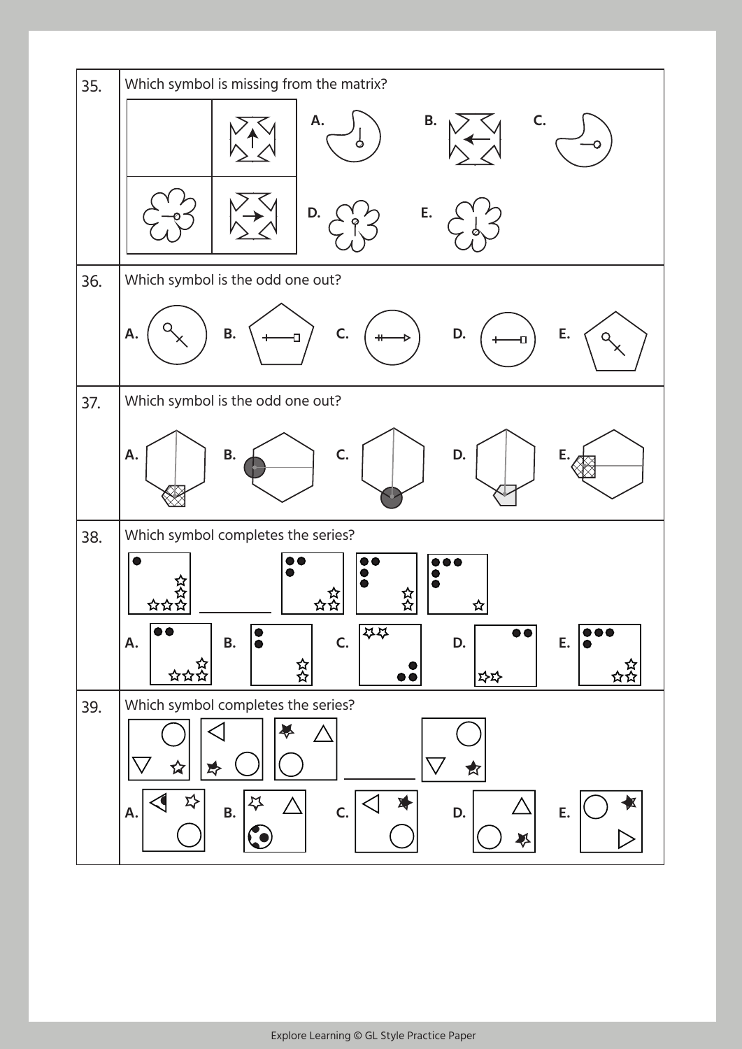| | |
|---|---|
| 35. | Which symbol is missing from the matrix? A. B. C. D. E. |
| 36. | Which symbol is the odd one out? A. B. C. D. E. |
| 37. | Which symbol is the odd one out? A. B. C. D. E. |
| 38. | Which symbol completes the series? A. B. C. D. E. |
| 39. | Which symbol completes the series? A. B. C. D. E. |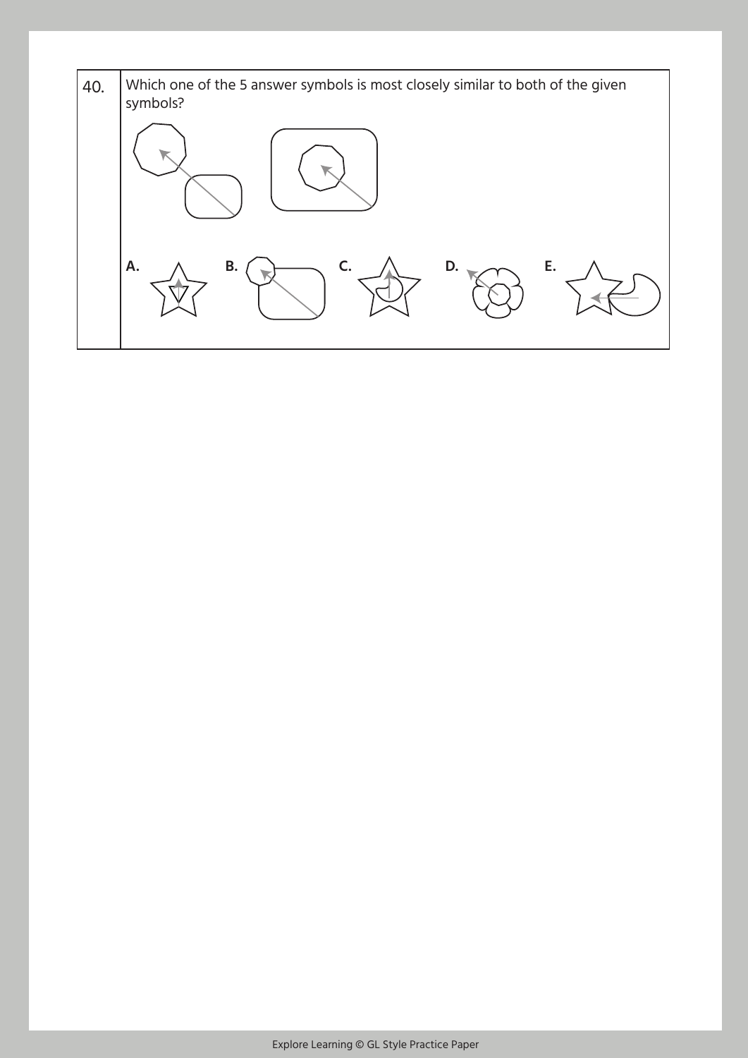| 40. | Which one of the 5 answer symbols is most closely similar to both of the given symbols? |
|---|---|
| | **A.** **B.** **C.** **D.** **E.** |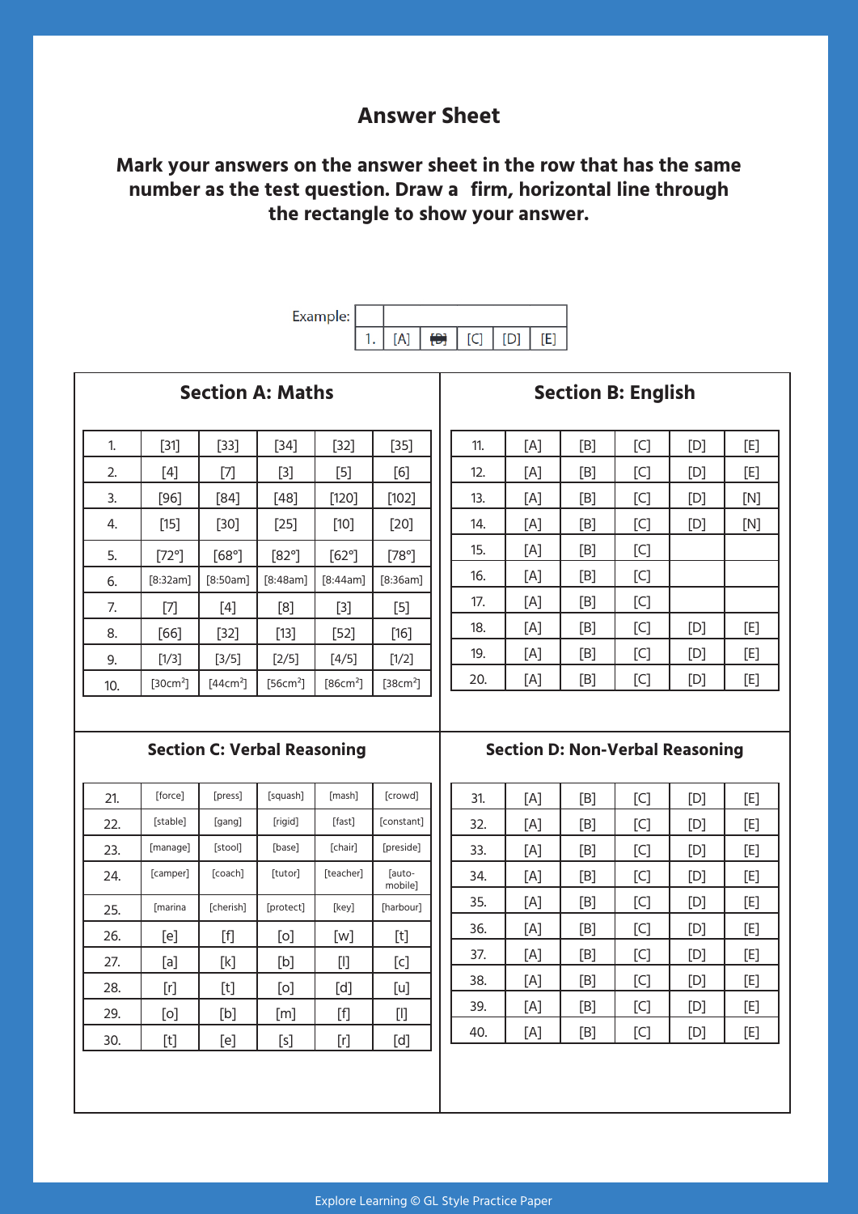# Answer Sheet

**Mark your answers on the answer sheet in the row that has the same number as the test question. Draw a firm, horizontal line through the rectangle to show your answer.**

Example:

| | | | | | |
|---|---|---|---|---|---|
| 1. | [A] | [B] | [C] | [D] | [E] |

## Section A: Maths

| | | | | | |
|---|---|---|---|---|---|
| 1. | [31] | [33] | [34] | [32] | [35] |
| 2. | [4] | [7] | [3] | [5] | [6] |
| 3. | [96] | [84] | [48] | [120] | [102] |
| 4. | [15] | [30] | [25] | [10] | [20] |
| 5. | [72°] | [68°] | [82°] | [62°] | [78°] |
| 6. | [8:32am] | [8:50am] | [8:48am] | [8:44am] | [8:36am] |
| 7. | [7] | [4] | [8] | [3] | [5] |
| 8. | [66] | [32] | [13] | [52] | [16] |
| 9. | [1/3] | [3/5] | [2/5] | [4/5] | [1/2] |
| 10. | [30cm$^2$] | [44cm$^2$] | [56cm$^2$] | [86cm$^2$] | [38cm$^2$] |

## Section B: English

| | | | | | |
|---|---|---|---|---|---|
| 11. | [A] | [B] | [C] | [D] | [E] |
| 12. | [A] | [B] | [C] | [D] | [E] |
| 13. | [A] | [B] | [C] | [D] | [N] |
| 14. | [A] | [B] | [C] | [D] | [N] |
| 15. | [A] | [B] | [C] | | |
| 16. | [A] | [B] | [C] | | |
| 17. | [A] | [B] | [C] | | |
| 18. | [A] | [B] | [C] | [D] | [E] |
| 19. | [A] | [B] | [C] | [D] | [E] |
| 20. | [A] | [B] | [C] | [D] | [E] |

## Section C: Verbal Reasoning

| | | | | | |
|---|---|---|---|---|---|
| 21. | [force] | [press] | [squash] | [mash] | [crowd] |
| 22. | [stable] | [gang] | [rigid] | [fast] | [constant] |
| 23. | [manage] | [stool] | [base] | [chair] | [preside] |
| 24. | [camper] | [coach] | [tutor] | [teacher] | [auto-mobile] |
| 25. | [marina | [cherish] | [protect] | [key] | [harbour] |
| 26. | [e] | [f] | [o] | [w] | [t] |
| 27. | [a] | [k] | [b] | [l] | [c] |
| 28. | [r] | [t] | [o] | [d] | [u] |
| 29. | [o] | [b] | [m] | [f] | [l] |
| 30. | [t] | [e] | [s] | [r] | [d] |

## Section D: Non-Verbal Reasoning

| | | | | | |
|---|---|---|---|---|---|
| 31. | [A] | [B] | [C] | [D] | [E] |
| 32. | [A] | [B] | [C] | [D] | [E] |
| 33. | [A] | [B] | [C] | [D] | [E] |
| 34. | [A] | [B] | [C] | [D] | [E] |
| 35. | [A] | [B] | [C] | [D] | [E] |
| 36. | [A] | [B] | [C] | [D] | [E] |
| 37. | [A] | [B] | [C] | [D] | [E] |
| 38. | [A] | [B] | [C] | [D] | [E] |
| 39. | [A] | [B] | [C] | [D] | [E] |
| 40. | [A] | [B] | [C] | [D] | [E] |

Explore Learning © GL Style Practice Paper